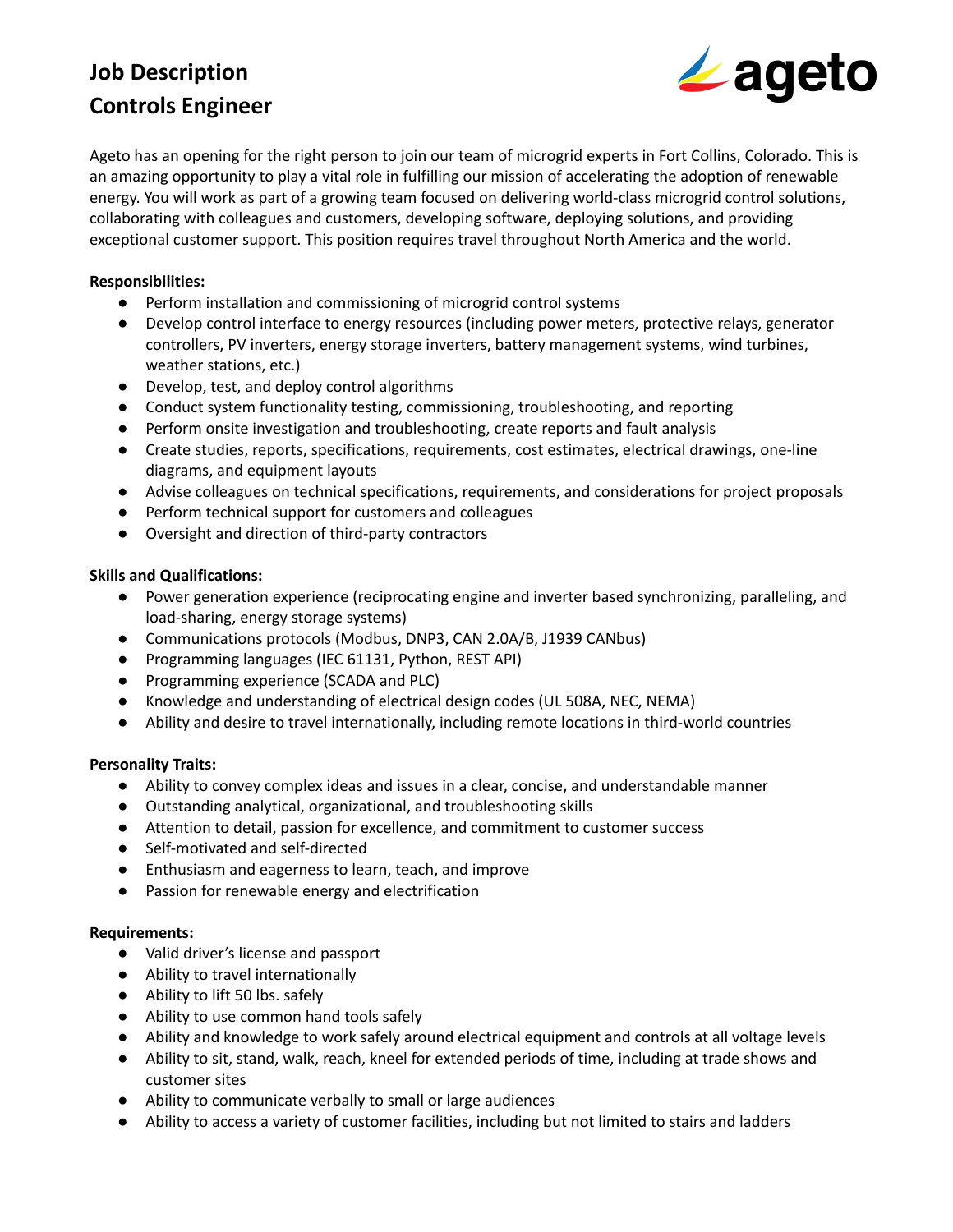# Job Description
# Controls Engineer

Ageto has an opening for the right person to join our team of microgrid experts in Fort Collins, Colorado. This is an amazing opportunity to play a vital role in fulfilling our mission of accelerating the adoption of renewable energy. You will work as part of a growing team focused on delivering world-class microgrid control solutions, collaborating with colleagues and customers, developing software, deploying solutions, and providing exceptional customer support. This position requires travel throughout North America and the world.

**Responsibilities:**

- Perform installation and commissioning of microgrid control systems
- Develop control interface to energy resources (including power meters, protective relays, generator controllers, PV inverters, energy storage inverters, battery management systems, wind turbines, weather stations, etc.)
- Develop, test, and deploy control algorithms
- Conduct system functionality testing, commissioning, troubleshooting, and reporting
- Perform onsite investigation and troubleshooting, create reports and fault analysis
- Create studies, reports, specifications, requirements, cost estimates, electrical drawings, one-line diagrams, and equipment layouts
- Advise colleagues on technical specifications, requirements, and considerations for project proposals
- Perform technical support for customers and colleagues
- Oversight and direction of third-party contractors

**Skills and Qualifications:**

- Power generation experience (reciprocating engine and inverter based synchronizing, paralleling, and load-sharing, energy storage systems)
- Communications protocols (Modbus, DNP3, CAN 2.0A/B, J1939 CANbus)
- Programming languages (IEC 61131, Python, REST API)
- Programming experience (SCADA and PLC)
- Knowledge and understanding of electrical design codes (UL 508A, NEC, NEMA)
- Ability and desire to travel internationally, including remote locations in third-world countries

**Personality Traits:**

- Ability to convey complex ideas and issues in a clear, concise, and understandable manner
- Outstanding analytical, organizational, and troubleshooting skills
- Attention to detail, passion for excellence, and commitment to customer success
- Self-motivated and self-directed
- Enthusiasm and eagerness to learn, teach, and improve
- Passion for renewable energy and electrification

**Requirements:**

- Valid driver's license and passport
- Ability to travel internationally
- Ability to lift 50 lbs. safely
- Ability to use common hand tools safely
- Ability and knowledge to work safely around electrical equipment and controls at all voltage levels
- Ability to sit, stand, walk, reach, kneel for extended periods of time, including at trade shows and customer sites
- Ability to communicate verbally to small or large audiences
- Ability to access a variety of customer facilities, including but not limited to stairs and ladders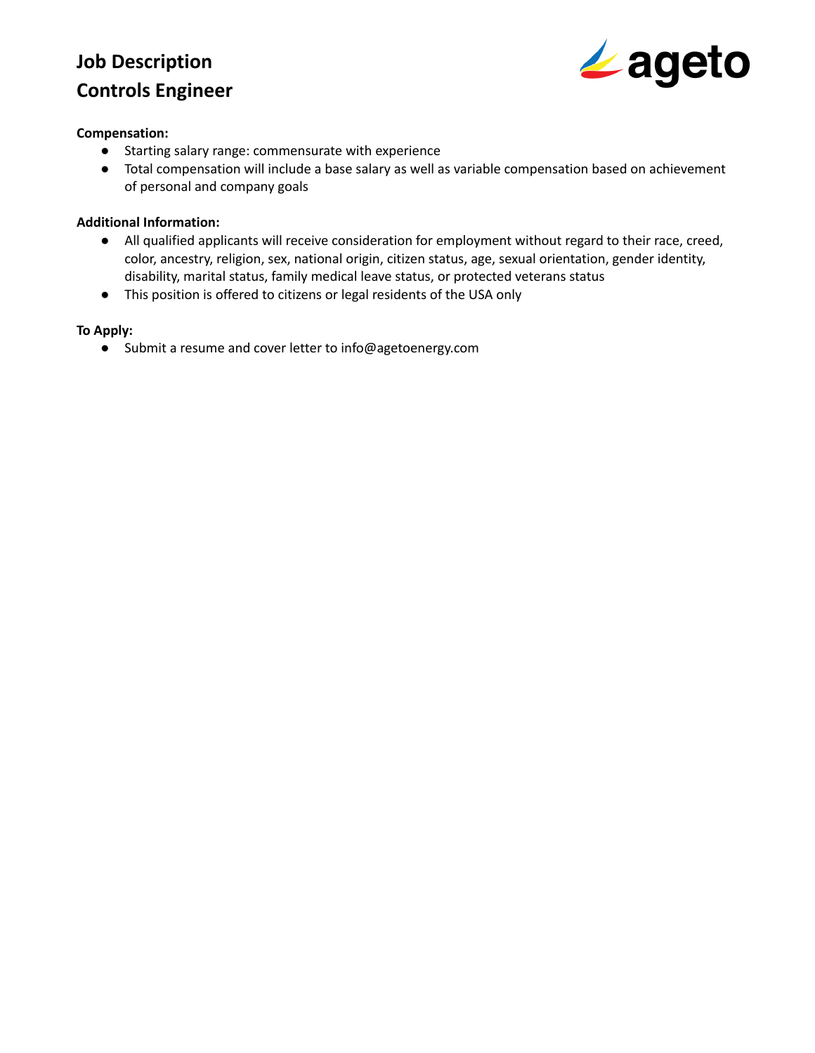# Job Description
# Controls Engineer

**Compensation:**

- Starting salary range: commensurate with experience
- Total compensation will include a base salary as well as variable compensation based on achievement of personal and company goals

**Additional Information:**

- All qualified applicants will receive consideration for employment without regard to their race, creed, color, ancestry, religion, sex, national origin, citizen status, age, sexual orientation, gender identity, disability, marital status, family medical leave status, or protected veterans status
- This position is offered to citizens or legal residents of the USA only

**To Apply:**

- Submit a resume and cover letter to info@agetoenergy.com